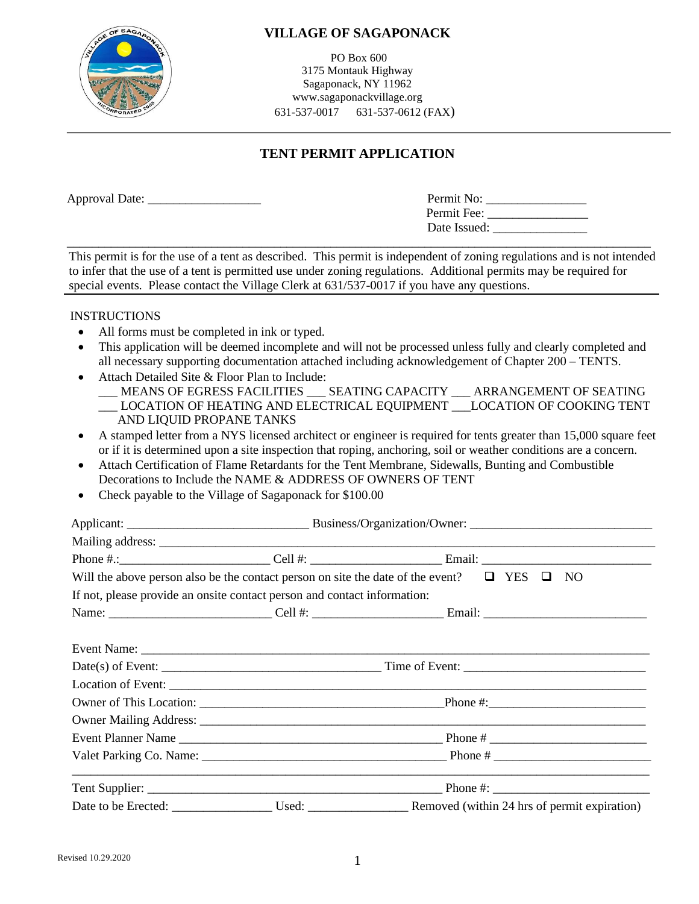# VILLAGE OF SAGAPONACK

PO Box 600
3175 Montauk Highway
Sagaponack, NY 11962
www.sagaponackvillage.org
631-537-0017 631-537-0612 (FAX)

## TENT PERMIT APPLICATION

Approval Date: ___________________

Permit No: ________________
Permit Fee: ________________
Date Issued: ________________

This permit is for the use of a tent as described. This permit is independent of zoning regulations and is not intended to infer that the use of a tent is permitted use under zoning regulations. Additional permits may be required for special events. Please contact the Village Clerk at 631/537-0017 if you have any questions.

INSTRUCTIONS

- All forms must be completed in ink or typed.
- This application will be deemed incomplete and will not be processed unless fully and clearly completed and all necessary supporting documentation attached including acknowledgement of Chapter 200 – TENTS.
- Attach Detailed Site & Floor Plan to Include:
  ___ MEANS OF EGRESS FACILITIES ___ SEATING CAPACITY ___ ARRANGEMENT OF SEATING
  ___ LOCATION OF HEATING AND ELECTRICAL EQUIPMENT ___LOCATION OF COOKING TENT AND LIQUID PROPANE TANKS
- A stamped letter from a NYS licensed architect or engineer is required for tents greater than 15,000 square feet or if it is determined upon a site inspection that roping, anchoring, soil or weather conditions are a concern.
- Attach Certification of Flame Retardants for the Tent Membrane, Sidewalls, Bunting and Combustible Decorations to Include the NAME & ADDRESS OF OWNERS OF TENT
- Check payable to the Village of Sagaponack for $100.00

Applicant: _____________________________ Business/Organization/Owner: _____________________________

Mailing address: ____________________________________________________________________________

Phone #.:_______________________ Cell #: ____________________ Email: __________________________

Will the above person also be the contact person on site the date of the event? ❑ YES ❑ NO

If not, please provide an onsite contact person and contact information:

Name: _________________________ Cell #: ____________________ Email: _________________________

Event Name: ________________________________________________________________________________

Date(s) of Event: __________________________________ Time of Event: ___________________________

Location of Event: ___________________________________________________________________________

Owner of This Location: ______________________________________Phone #:_______________________

Owner Mailing Address: _______________________________________________________________________

Event Planner Name ________________________________________ Phone # _______________________

Valet Parking Co. Name: ______________________________________ Phone # _______________________

___________________________________________________________________________________________

Tent Supplier: _____________________________________________ Phone #: _______________________

Date to be Erected: _______________ Used: _______________ Removed (within 24 hrs of permit expiration)

Revised 10.29.2020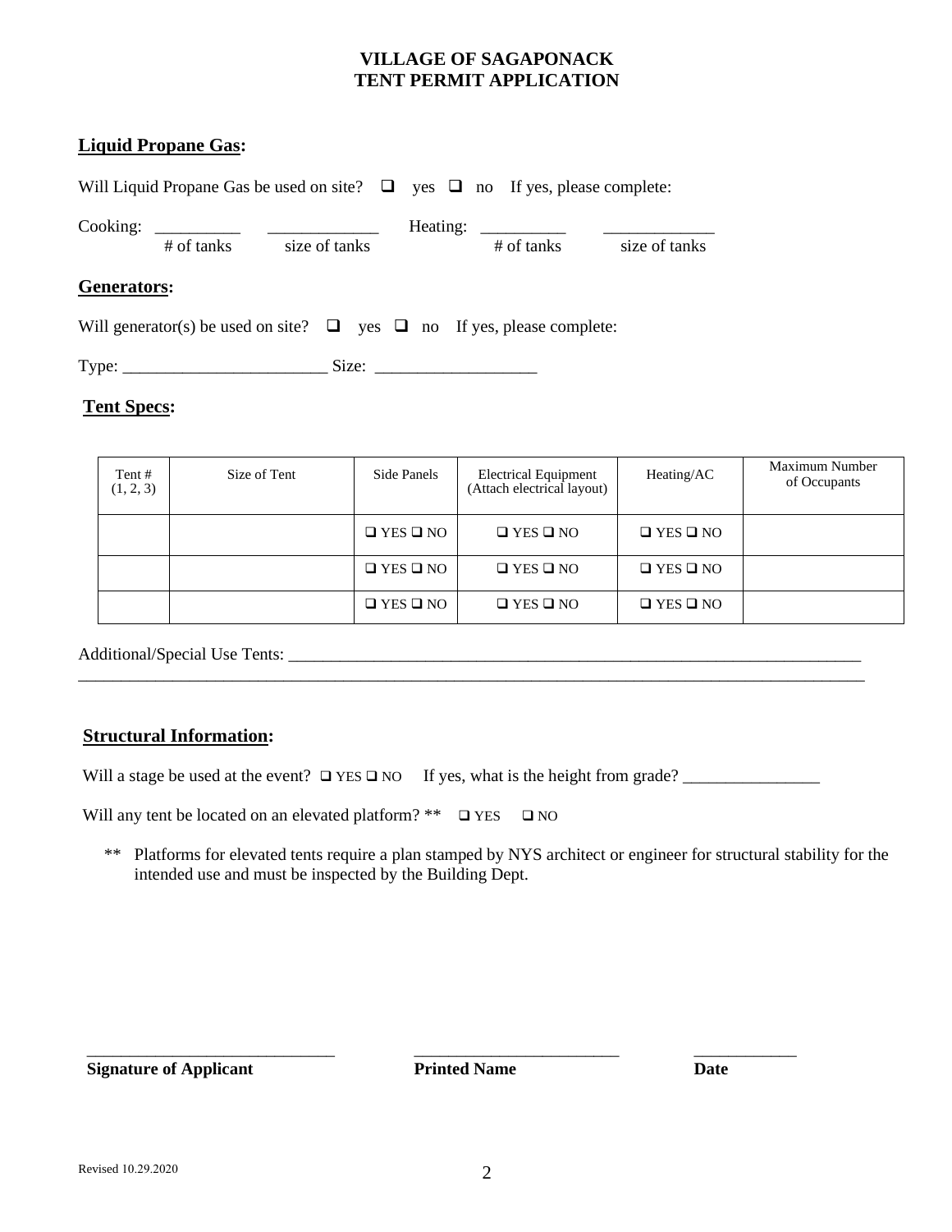# VILLAGE OF SAGAPONACK
# TENT PERMIT APPLICATION

## Liquid Propane Gas:

Will Liquid Propane Gas be used on site? ❑ yes ❑ no If yes, please complete:

Cooking: __________ (# of tanks) _____________ (size of tanks) Heating: __________ (# of tanks) _____________ (size of tanks)

## Generators:

Will generator(s) be used on site? ❑ yes ❑ no If yes, please complete:

Type: _______________________ Size: __________________

## Tent Specs:

| Tent # (1, 2, 3) | Size of Tent | Side Panels | Electrical Equipment (Attach electrical layout) | Heating/AC | Maximum Number of Occupants |
|---|---|---|---|---|---|
| | | ❑ YES ❑ NO | ❑ YES ❑ NO | ❑ YES ❑ NO | |
| | | ❑ YES ❑ NO | ❑ YES ❑ NO | ❑ YES ❑ NO | |
| | | ❑ YES ❑ NO | ❑ YES ❑ NO | ❑ YES ❑ NO | |

Additional/Special Use Tents: ____________________________________________________________________
______________________________________________________________________________________________

## Structural Information:

Will a stage be used at the event? ❑ YES ❑ NO If yes, what is the height from grade? ________________

Will any tent be located on an elevated platform? ** ❑ YES ❑ NO

** Platforms for elevated tents require a plan stamped by NYS architect or engineer for structural stability for the intended use and must be inspected by the Building Dept.

_____________________________ ________________________ ____________

**Signature of Applicant** **Printed Name** **Date**

Revised 10.29.2020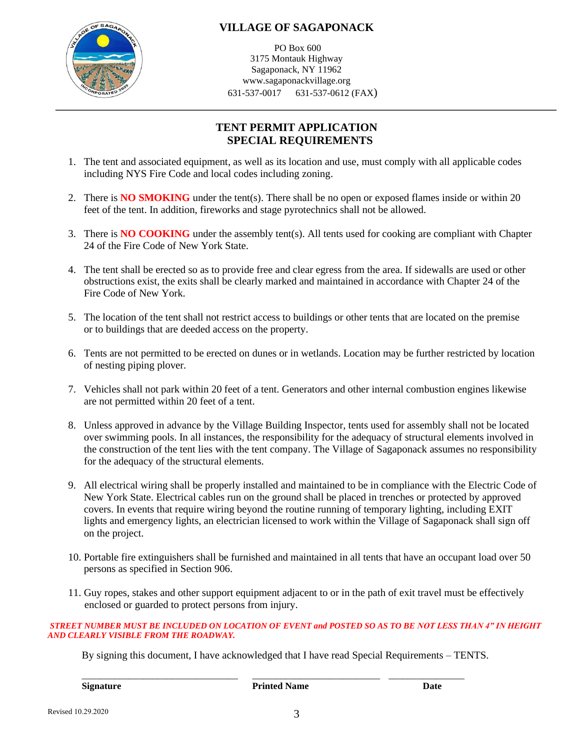# VILLAGE OF SAGAPONACK

PO Box 600
3175 Montauk Highway
Sagaponack, NY 11962
www.sagaponackvillage.org
631-537-0017 631-537-0612 (FAX)

---

## TENT PERMIT APPLICATION
## SPECIAL REQUIREMENTS

1. The tent and associated equipment, as well as its location and use, must comply with all applicable codes including NYS Fire Code and local codes including zoning.

2. There is **NO SMOKING** under the tent(s). There shall be no open or exposed flames inside or within 20 feet of the tent. In addition, fireworks and stage pyrotechnics shall not be allowed.

3. There is **NO COOKING** under the assembly tent(s). All tents used for cooking are compliant with Chapter 24 of the Fire Code of New York State.

4. The tent shall be erected so as to provide free and clear egress from the area. If sidewalls are used or other obstructions exist, the exits shall be clearly marked and maintained in accordance with Chapter 24 of the Fire Code of New York.

5. The location of the tent shall not restrict access to buildings or other tents that are located on the premise or to buildings that are deeded access on the property.

6. Tents are not permitted to be erected on dunes or in wetlands. Location may be further restricted by location of nesting piping plover.

7. Vehicles shall not park within 20 feet of a tent. Generators and other internal combustion engines likewise are not permitted within 20 feet of a tent.

8. Unless approved in advance by the Village Building Inspector, tents used for assembly shall not be located over swimming pools. In all instances, the responsibility for the adequacy of structural elements involved in the construction of the tent lies with the tent company. The Village of Sagaponack assumes no responsibility for the adequacy of the structural elements.

9. All electrical wiring shall be properly installed and maintained to be in compliance with the Electric Code of New York State. Electrical cables run on the ground shall be placed in trenches or protected by approved covers. In events that require wiring beyond the routine running of temporary lighting, including EXIT lights and emergency lights, an electrician licensed to work within the Village of Sagaponack shall sign off on the project.

10. Portable fire extinguishers shall be furnished and maintained in all tents that have an occupant load over 50 persons as specified in Section 906.

11. Guy ropes, stakes and other support equipment adjacent to or in the path of exit travel must be effectively enclosed or guarded to protect persons from injury.

***STREET NUMBER MUST BE INCLUDED ON LOCATION OF EVENT and POSTED SO AS TO BE NOT LESS THAN 4" IN HEIGHT AND CLEARLY VISIBLE FROM THE ROADWAY.***

By signing this document, I have acknowledged that I have read Special Requirements – TENTS.

\_\_\_\_\_\_\_\_\_\_\_\_\_\_\_\_\_\_\_\_\_\_\_\_\_\_\_\_ \_\_\_\_\_\_\_\_\_\_\_\_\_\_\_\_\_\_\_\_\_\_\_\_ \_\_\_\_\_\_\_\_\_\_\_\_\_\_

**Signature** **Printed Name** **Date**

Revised 10.29.2020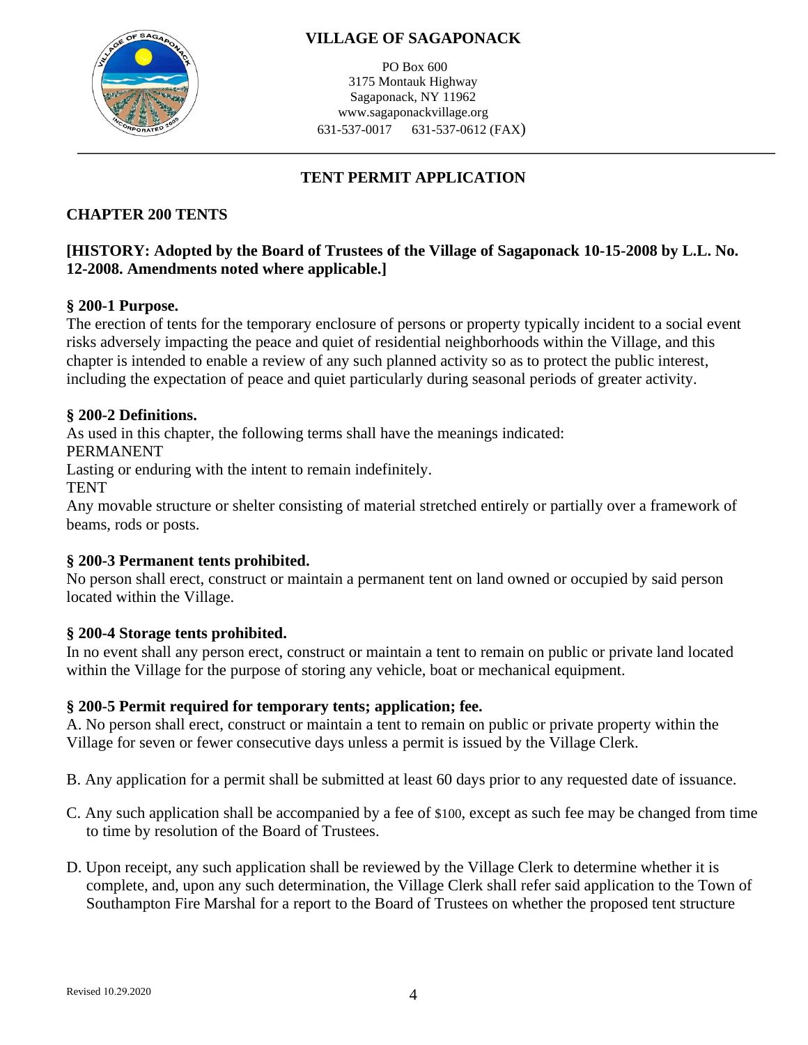# VILLAGE OF SAGAPONACK

PO Box 600
3175 Montauk Highway
Sagaponack, NY 11962
www.sagaponackvillage.org
631-537-0017 631-537-0612 (FAX)

## TENT PERMIT APPLICATION

### CHAPTER 200 TENTS

**[HISTORY: Adopted by the Board of Trustees of the Village of Sagaponack 10-15-2008 by L.L. No. 12-2008. Amendments noted where applicable.]**

**§ 200-1 Purpose.**
The erection of tents for the temporary enclosure of persons or property typically incident to a social event risks adversely impacting the peace and quiet of residential neighborhoods within the Village, and this chapter is intended to enable a review of any such planned activity so as to protect the public interest, including the expectation of peace and quiet particularly during seasonal periods of greater activity.

**§ 200-2 Definitions.**
As used in this chapter, the following terms shall have the meanings indicated:
PERMANENT
Lasting or enduring with the intent to remain indefinitely.
TENT
Any movable structure or shelter consisting of material stretched entirely or partially over a framework of beams, rods or posts.

**§ 200-3 Permanent tents prohibited.**
No person shall erect, construct or maintain a permanent tent on land owned or occupied by said person located within the Village.

**§ 200-4 Storage tents prohibited.**
In no event shall any person erect, construct or maintain a tent to remain on public or private land located within the Village for the purpose of storing any vehicle, boat or mechanical equipment.

**§ 200-5 Permit required for temporary tents; application; fee.**
A. No person shall erect, construct or maintain a tent to remain on public or private property within the Village for seven or fewer consecutive days unless a permit is issued by the Village Clerk.

B. Any application for a permit shall be submitted at least 60 days prior to any requested date of issuance.

C. Any such application shall be accompanied by a fee of $100, except as such fee may be changed from time to time by resolution of the Board of Trustees.

D. Upon receipt, any such application shall be reviewed by the Village Clerk to determine whether it is complete, and, upon any such determination, the Village Clerk shall refer said application to the Town of Southampton Fire Marshal for a report to the Board of Trustees on whether the proposed tent structure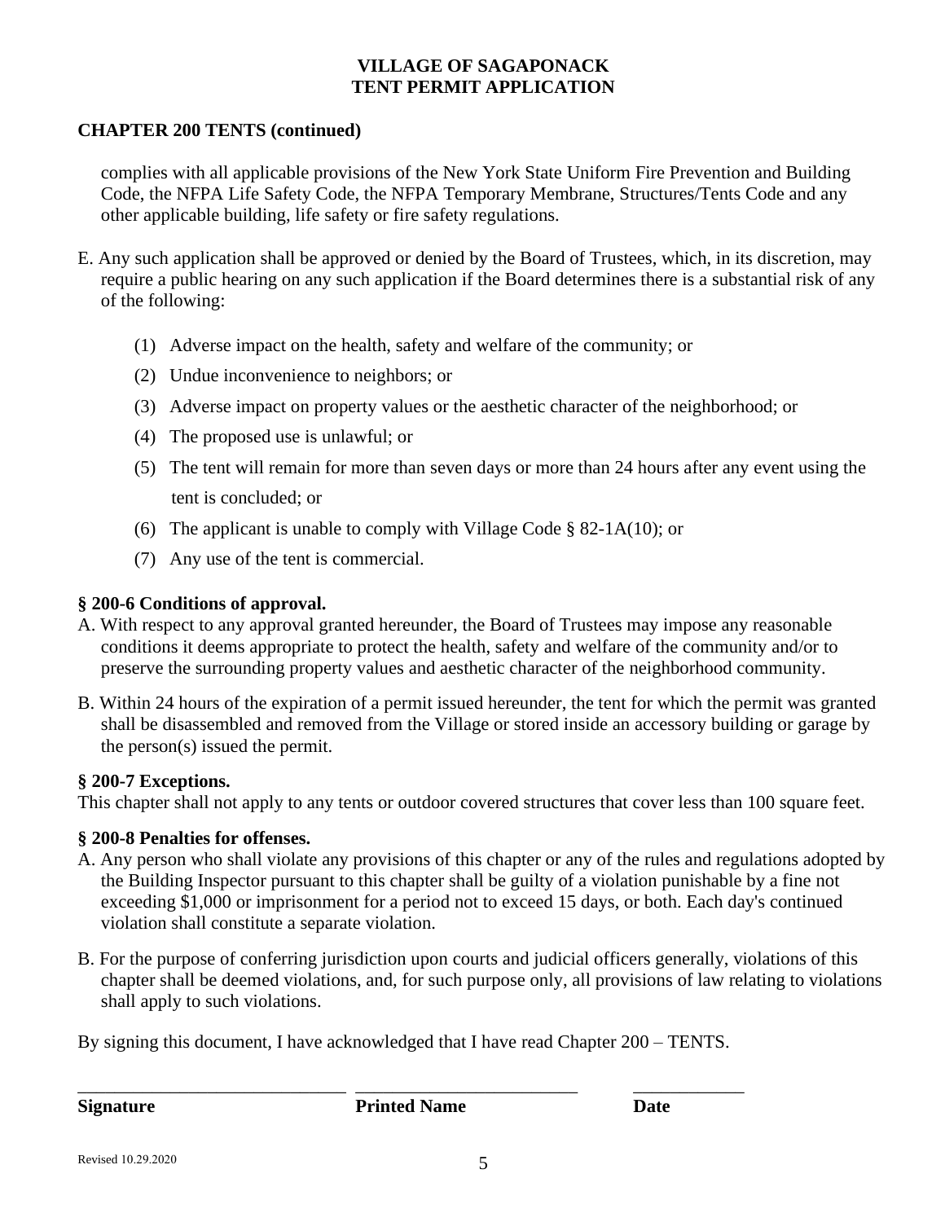# VILLAGE OF SAGAPONACK
# TENT PERMIT APPLICATION

**CHAPTER 200 TENTS (continued)**

complies with all applicable provisions of the New York State Uniform Fire Prevention and Building Code, the NFPA Life Safety Code, the NFPA Temporary Membrane, Structures/Tents Code and any other applicable building, life safety or fire safety regulations.

E. Any such application shall be approved or denied by the Board of Trustees, which, in its discretion, may require a public hearing on any such application if the Board determines there is a substantial risk of any of the following:

(1) Adverse impact on the health, safety and welfare of the community; or

(2) Undue inconvenience to neighbors; or

(3) Adverse impact on property values or the aesthetic character of the neighborhood; or

(4) The proposed use is unlawful; or

(5) The tent will remain for more than seven days or more than 24 hours after any event using the tent is concluded; or

(6) The applicant is unable to comply with Village Code § 82-1A(10); or

(7) Any use of the tent is commercial.

**§ 200-6 Conditions of approval.**

A. With respect to any approval granted hereunder, the Board of Trustees may impose any reasonable conditions it deems appropriate to protect the health, safety and welfare of the community and/or to preserve the surrounding property values and aesthetic character of the neighborhood community.

B. Within 24 hours of the expiration of a permit issued hereunder, the tent for which the permit was granted shall be disassembled and removed from the Village or stored inside an accessory building or garage by the person(s) issued the permit.

**§ 200-7 Exceptions.**

This chapter shall not apply to any tents or outdoor covered structures that cover less than 100 square feet.

**§ 200-8 Penalties for offenses.**

A. Any person who shall violate any provisions of this chapter or any of the rules and regulations adopted by the Building Inspector pursuant to this chapter shall be guilty of a violation punishable by a fine not exceeding $1,000 or imprisonment for a period not to exceed 15 days, or both. Each day's continued violation shall constitute a separate violation.

B. For the purpose of conferring jurisdiction upon courts and judicial officers generally, violations of this chapter shall be deemed violations, and, for such purpose only, all provisions of law relating to violations shall apply to such violations.

By signing this document, I have acknowledged that I have read Chapter 200 – TENTS.

_____________________________ ________________________ ____________

**Signature** **Printed Name** **Date**

Revised 10.29.2020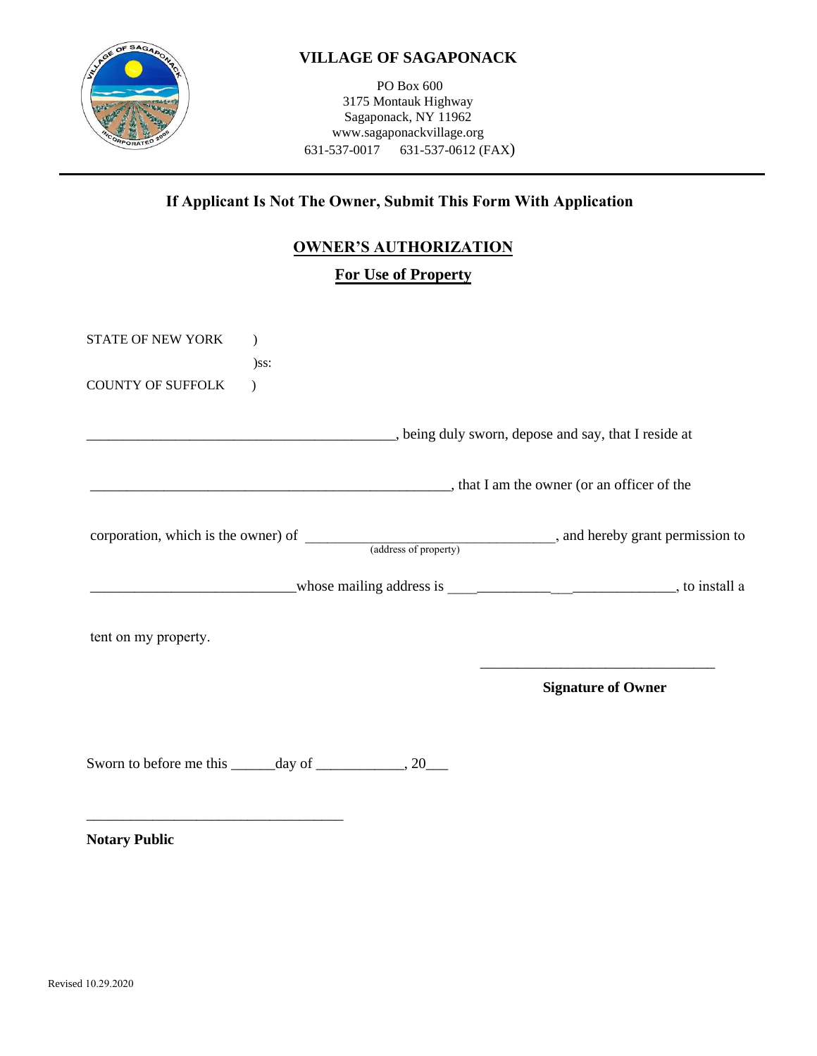**VILLAGE OF SAGAPONACK**

PO Box 600
3175 Montauk Highway
Sagaponack, NY 11962
www.sagaponackvillage.org
631-537-0017    631-537-0612 (FAX)

---

**If Applicant Is Not The Owner, Submit This Form With Application**

**OWNER'S AUTHORIZATION**

**For Use of Property**

STATE OF NEW YORK )
)ss:
COUNTY OF SUFFOLK )

__________________________________________, being duly sworn, depose and say, that I reside at

_________________________________________________, that I am the owner (or an officer of the

corporation, which is the owner) of _________________________________, and hereby grant permission to
(address of property)

____________________________whose mailing address is ____________________________, to install a

tent on my property.

_________________________________
**Signature of Owner**

Sworn to before me this ______day of ____________, 20___

___________________________________
**Notary Public**

Revised 10.29.2020